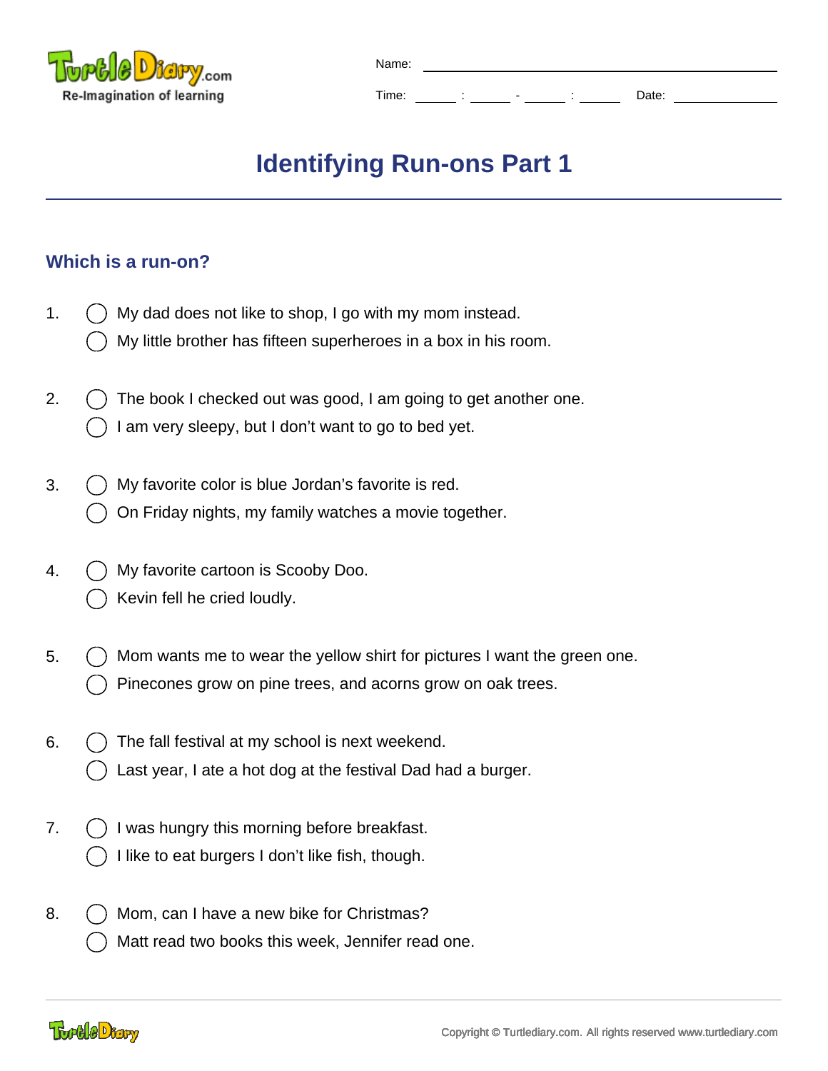Name: ______________________________

Time: _____ : _____ - _____ : _____ Date: ____________

# Identifying Run-ons Part 1

## Which is a run-on?

1. ◯ My dad does not like to shop, I go with my mom instead.
   ◯ My little brother has fifteen superheroes in a box in his room.

2. ◯ The book I checked out was good, I am going to get another one.
   ◯ I am very sleepy, but I don't want to go to bed yet.

3. ◯ My favorite color is blue Jordan's favorite is red.
   ◯ On Friday nights, my family watches a movie together.

4. ◯ My favorite cartoon is Scooby Doo.
   ◯ Kevin fell he cried loudly.

5. ◯ Mom wants me to wear the yellow shirt for pictures I want the green one.
   ◯ Pinecones grow on pine trees, and acorns grow on oak trees.

6. ◯ The fall festival at my school is next weekend.
   ◯ Last year, I ate a hot dog at the festival Dad had a burger.

7. ◯ I was hungry this morning before breakfast.
   ◯ I like to eat burgers I don't like fish, though.

8. ◯ Mom, can I have a new bike for Christmas?
   ◯ Matt read two books this week, Jennifer read one.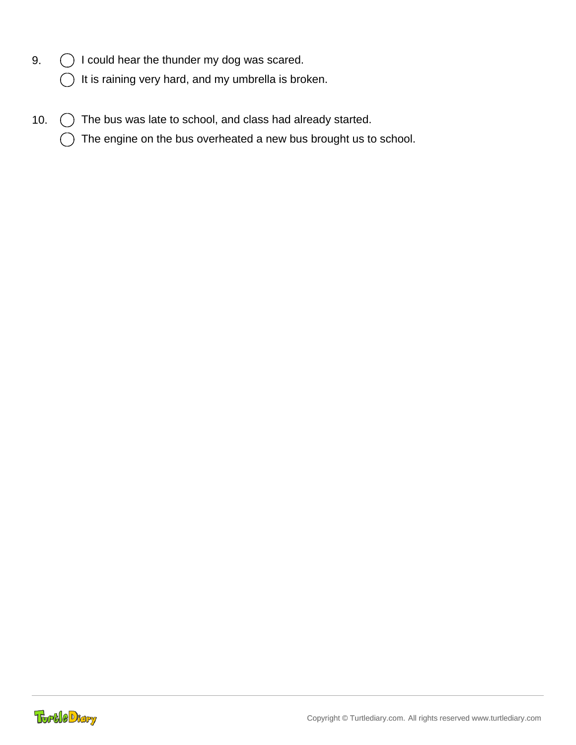9.
- ◯ I could hear the thunder my dog was scared.
- ◯ It is raining very hard, and my umbrella is broken.

10.
- ◯ The bus was late to school, and class had already started.
- ◯ The engine on the bus overheated a new bus brought us to school.